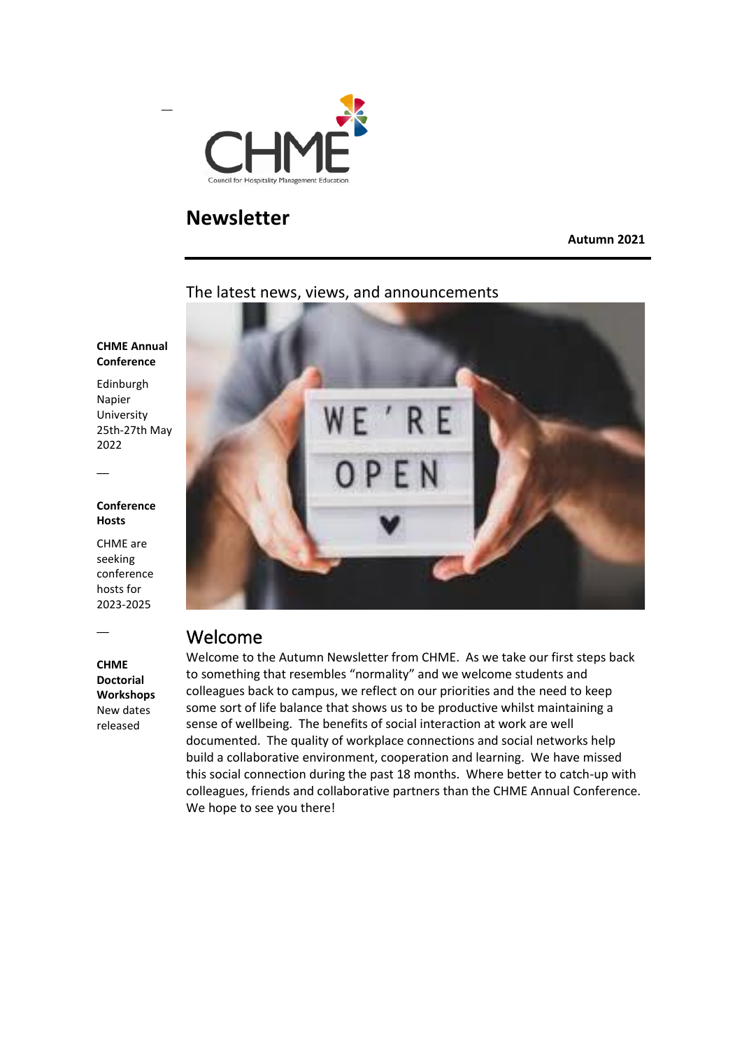# Newsletter

**Autumn 2021**

The latest news, views, and announcements

**CHME Annual Conference**

Edinburgh Napier University 25th-27th May 2022

---

**Conference Hosts**

CHME are seeking conference hosts for 2023-2025

---

**CHME Doctorial Workshops**

New dates released

## Welcome

Welcome to the Autumn Newsletter from CHME. As we take our first steps back to something that resembles "normality" and we welcome students and colleagues back to campus, we reflect on our priorities and the need to keep some sort of life balance that shows us to be productive whilst maintaining a sense of wellbeing. The benefits of social interaction at work are well documented. The quality of workplace connections and social networks help build a collaborative environment, cooperation and learning. We have missed this social connection during the past 18 months. Where better to catch-up with colleagues, friends and collaborative partners than the CHME Annual Conference. We hope to see you there!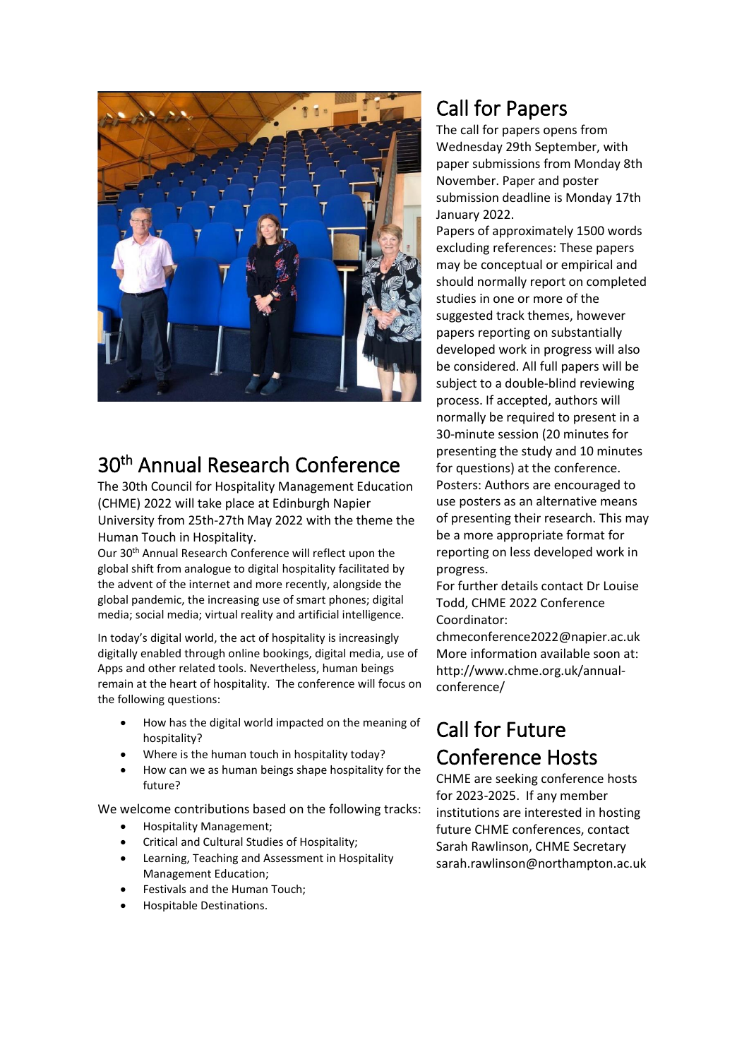## 30th Annual Research Conference

The 30th Council for Hospitality Management Education (CHME) 2022 will take place at Edinburgh Napier University from 25th-27th May 2022 with the theme the Human Touch in Hospitality.

Our 30th Annual Research Conference will reflect upon the global shift from analogue to digital hospitality facilitated by the advent of the internet and more recently, alongside the global pandemic, the increasing use of smart phones; digital media; social media; virtual reality and artificial intelligence.

In today's digital world, the act of hospitality is increasingly digitally enabled through online bookings, digital media, use of Apps and other related tools. Nevertheless, human beings remain at the heart of hospitality. The conference will focus on the following questions:

- How has the digital world impacted on the meaning of hospitality?
- Where is the human touch in hospitality today?
- How can we as human beings shape hospitality for the future?

We welcome contributions based on the following tracks:

- Hospitality Management;
- Critical and Cultural Studies of Hospitality;
- Learning, Teaching and Assessment in Hospitality Management Education;
- Festivals and the Human Touch;
- Hospitable Destinations.

## Call for Papers

The call for papers opens from Wednesday 29th September, with paper submissions from Monday 8th November. Paper and poster submission deadline is Monday 17th January 2022.

Papers of approximately 1500 words excluding references: These papers may be conceptual or empirical and should normally report on completed studies in one or more of the suggested track themes, however papers reporting on substantially developed work in progress will also be considered. All full papers will be subject to a double-blind reviewing process. If accepted, authors will normally be required to present in a 30-minute session (20 minutes for presenting the study and 10 minutes for questions) at the conference.

Posters: Authors are encouraged to use posters as an alternative means of presenting their research. This may be a more appropriate format for reporting on less developed work in progress.

For further details contact Dr Louise Todd, CHME 2022 Conference Coordinator: chmeconference2022@napier.ac.uk

More information available soon at: http://www.chme.org.uk/annual-conference/

## Call for Future Conference Hosts

CHME are seeking conference hosts for 2023-2025. If any member institutions are interested in hosting future CHME conferences, contact Sarah Rawlinson, CHME Secretary sarah.rawlinson@northampton.ac.uk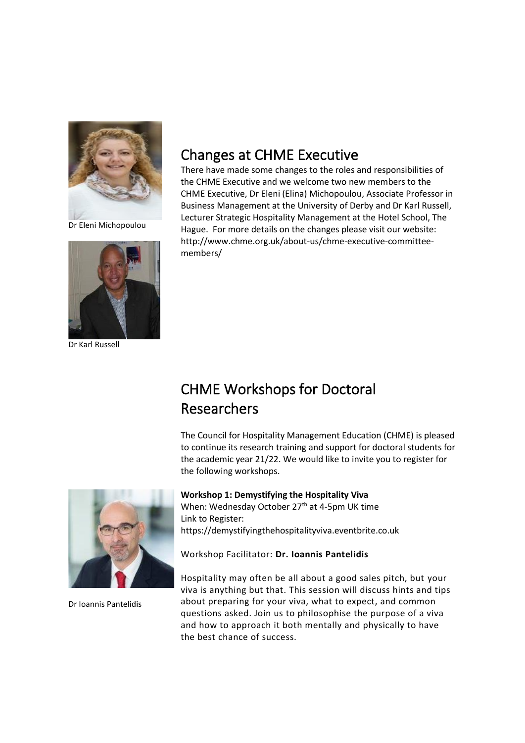Dr Eleni Michopoulou

Dr Karl Russell

## Changes at CHME Executive

There have made some changes to the roles and responsibilities of the CHME Executive and we welcome two new members to the CHME Executive, Dr Eleni (Elina) Michopoulou, Associate Professor in Business Management at the University of Derby and Dr Karl Russell, Lecturer Strategic Hospitality Management at the Hotel School, The Hague. For more details on the changes please visit our website: http://www.chme.org.uk/about-us/chme-executive-committee-members/

## CHME Workshops for Doctoral Researchers

The Council for Hospitality Management Education (CHME) is pleased to continue its research training and support for doctoral students for the academic year 21/22. We would like to invite you to register for the following workshops.

Dr Ioannis Pantelidis

**Workshop 1: Demystifying the Hospitality Viva**
When: Wednesday October 27th at 4-5pm UK time
Link to Register:
https://demystifyingthehospitalityviva.eventbrite.co.uk

Workshop Facilitator: **Dr. Ioannis Pantelidis**

Hospitality may often be all about a good sales pitch, but your viva is anything but that. This session will discuss hints and tips about preparing for your viva, what to expect, and common questions asked. Join us to philosophise the purpose of a viva and how to approach it both mentally and physically to have the best chance of success.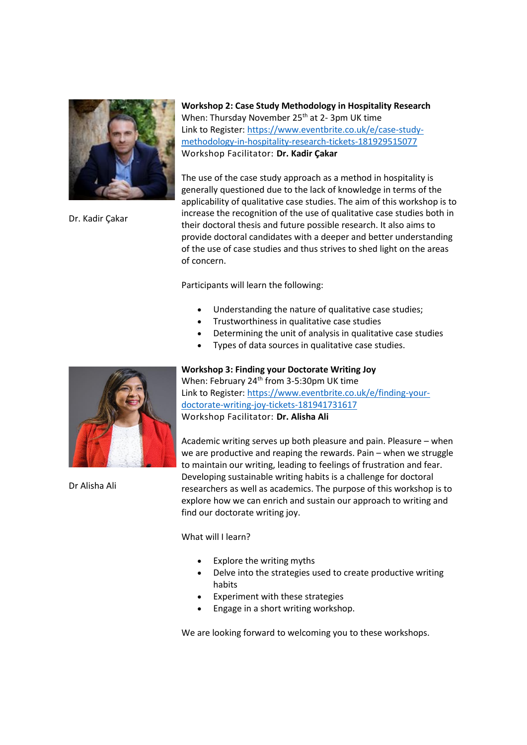**Workshop 2: Case Study Methodology in Hospitality Research**
When: Thursday November 25th at 2- 3pm UK time
Link to Register: https://www.eventbrite.co.uk/e/case-study-methodology-in-hospitality-research-tickets-181929515077
Workshop Facilitator: **Dr. Kadir Çakar**

Dr. Kadir Çakar

The use of the case study approach as a method in hospitality is generally questioned due to the lack of knowledge in terms of the applicability of qualitative case studies. The aim of this workshop is to increase the recognition of the use of qualitative case studies both in their doctoral thesis and future possible research. It also aims to provide doctoral candidates with a deeper and better understanding of the use of case studies and thus strives to shed light on the areas of concern.

Participants will learn the following:

- Understanding the nature of qualitative case studies;
- Trustworthiness in qualitative case studies
- Determining the unit of analysis in qualitative case studies
- Types of data sources in qualitative case studies.

**Workshop 3: Finding your Doctorate Writing Joy**
When: February 24th from 3-5:30pm UK time
Link to Register: https://www.eventbrite.co.uk/e/finding-your-doctorate-writing-joy-tickets-181941731617
Workshop Facilitator: **Dr. Alisha Ali**

Dr Alisha Ali

Academic writing serves up both pleasure and pain. Pleasure – when we are productive and reaping the rewards. Pain – when we struggle to maintain our writing, leading to feelings of frustration and fear. Developing sustainable writing habits is a challenge for doctoral researchers as well as academics. The purpose of this workshop is to explore how we can enrich and sustain our approach to writing and find our doctorate writing joy.

What will I learn?

- Explore the writing myths
- Delve into the strategies used to create productive writing habits
- Experiment with these strategies
- Engage in a short writing workshop.

We are looking forward to welcoming you to these workshops.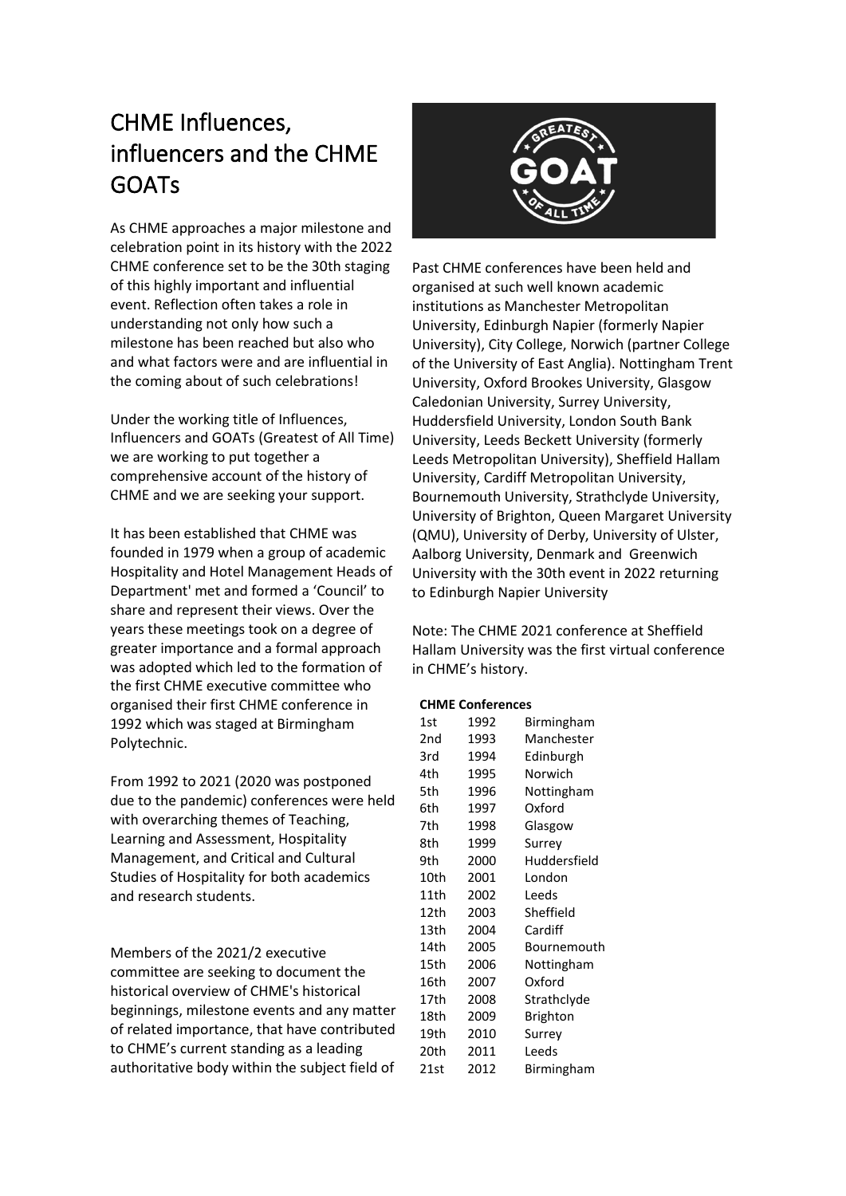# CHME Influences, influencers and the CHME GOATs

As CHME approaches a major milestone and celebration point in its history with the 2022 CHME conference set to be the 30th staging of this highly important and influential event. Reflection often takes a role in understanding not only how such a milestone has been reached but also who and what factors were and are influential in the coming about of such celebrations!

Under the working title of Influences, Influencers and GOATs (Greatest of All Time) we are working to put together a comprehensive account of the history of CHME and we are seeking your support.

It has been established that CHME was founded in 1979 when a group of academic Hospitality and Hotel Management Heads of Department' met and formed a 'Council' to share and represent their views. Over the years these meetings took on a degree of greater importance and a formal approach was adopted which led to the formation of the first CHME executive committee who organised their first CHME conference in 1992 which was staged at Birmingham Polytechnic.

From 1992 to 2021 (2020 was postponed due to the pandemic) conferences were held with overarching themes of Teaching, Learning and Assessment, Hospitality Management, and Critical and Cultural Studies of Hospitality for both academics and research students.

Members of the 2021/2 executive committee are seeking to document the historical overview of CHME's historical beginnings, milestone events and any matter of related importance, that have contributed to CHME's current standing as a leading authoritative body within the subject field of

Past CHME conferences have been held and organised at such well known academic institutions as Manchester Metropolitan University, Edinburgh Napier (formerly Napier University), City College, Norwich (partner College of the University of East Anglia). Nottingham Trent University, Oxford Brookes University, Glasgow Caledonian University, Surrey University, Huddersfield University, London South Bank University, Leeds Beckett University (formerly Leeds Metropolitan University), Sheffield Hallam University, Cardiff Metropolitan University, Bournemouth University, Strathclyde University, University of Brighton, Queen Margaret University (QMU), University of Derby, University of Ulster, Aalborg University, Denmark and Greenwich University with the 30th event in 2022 returning to Edinburgh Napier University

Note: The CHME 2021 conference at Sheffield Hallam University was the first virtual conference in CHME's history.

**CHME Conferences**

| | | |
|---|---|---|
| 1st | 1992 | Birmingham |
| 2nd | 1993 | Manchester |
| 3rd | 1994 | Edinburgh |
| 4th | 1995 | Norwich |
| 5th | 1996 | Nottingham |
| 6th | 1997 | Oxford |
| 7th | 1998 | Glasgow |
| 8th | 1999 | Surrey |
| 9th | 2000 | Huddersfield |
| 10th | 2001 | London |
| 11th | 2002 | Leeds |
| 12th | 2003 | Sheffield |
| 13th | 2004 | Cardiff |
| 14th | 2005 | Bournemouth |
| 15th | 2006 | Nottingham |
| 16th | 2007 | Oxford |
| 17th | 2008 | Strathclyde |
| 18th | 2009 | Brighton |
| 19th | 2010 | Surrey |
| 20th | 2011 | Leeds |
| 21st | 2012 | Birmingham |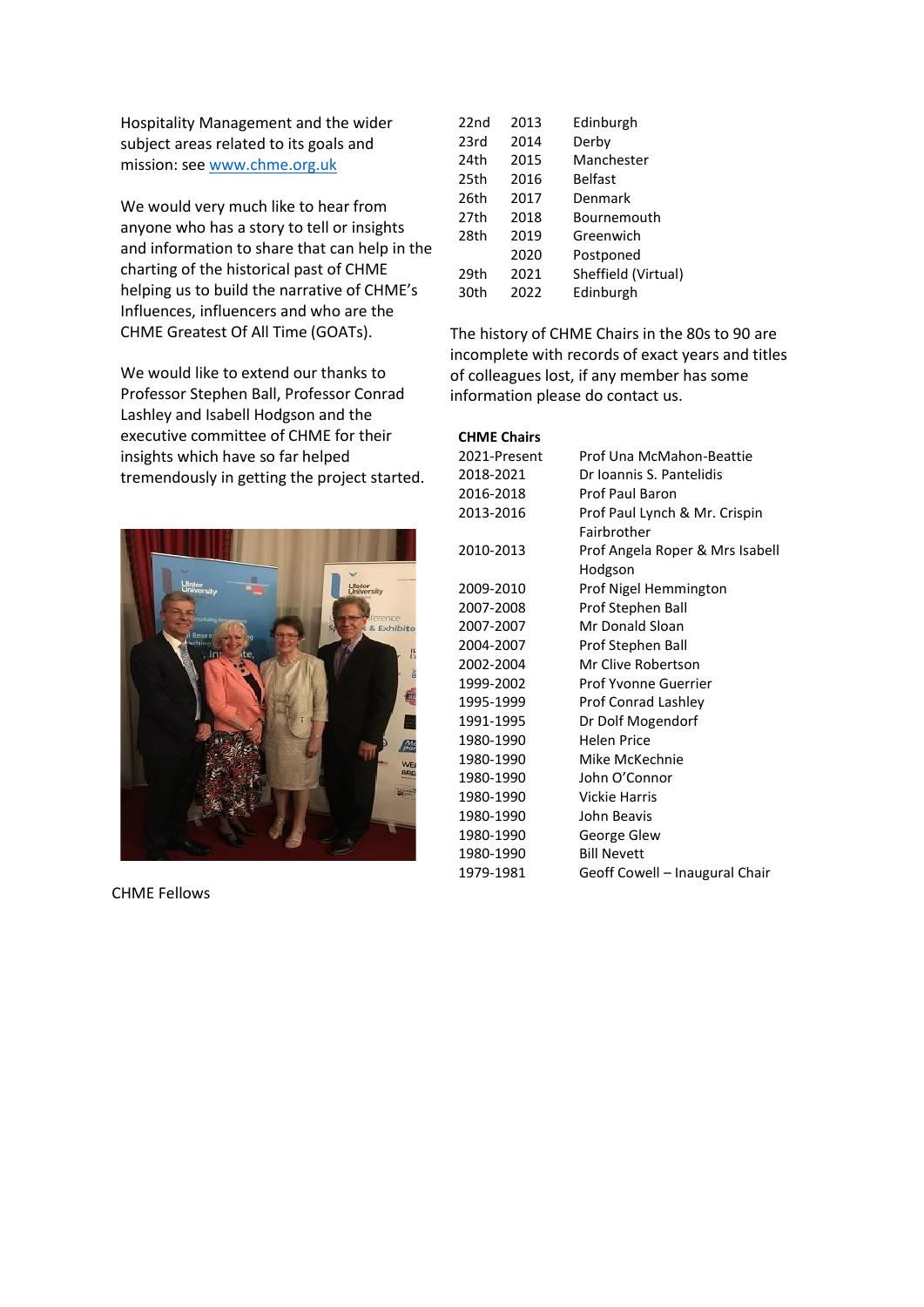Hospitality Management and the wider subject areas related to its goals and mission: see www.chme.org.uk

We would very much like to hear from anyone who has a story to tell or insights and information to share that can help in the charting of the historical past of CHME helping us to build the narrative of CHME's Influences, influencers and who are the CHME Greatest Of All Time (GOATs).

We would like to extend our thanks to Professor Stephen Ball, Professor Conrad Lashley and Isabell Hodgson and the executive committee of CHME for their insights which have so far helped tremendously in getting the project started.

CHME Fellows

| | | |
|---|---|---|
| 22nd | 2013 | Edinburgh |
| 23rd | 2014 | Derby |
| 24th | 2015 | Manchester |
| 25th | 2016 | Belfast |
| 26th | 2017 | Denmark |
| 27th | 2018 | Bournemouth |
| 28th | 2019 | Greenwich |
| | 2020 | Postponed |
| 29th | 2021 | Sheffield (Virtual) |
| 30th | 2022 | Edinburgh |

The history of CHME Chairs in the 80s to 90 are incomplete with records of exact years and titles of colleagues lost, if any member has some information please do contact us.

**CHME Chairs**

| | |
|---|---|
| 2021-Present | Prof Una McMahon-Beattie |
| 2018-2021 | Dr Ioannis S. Pantelidis |
| 2016-2018 | Prof Paul Baron |
| 2013-2016 | Prof Paul Lynch & Mr. Crispin Fairbrother |
| 2010-2013 | Prof Angela Roper & Mrs Isabell Hodgson |
| 2009-2010 | Prof Nigel Hemmington |
| 2007-2008 | Prof Stephen Ball |
| 2007-2007 | Mr Donald Sloan |
| 2004-2007 | Prof Stephen Ball |
| 2002-2004 | Mr Clive Robertson |
| 1999-2002 | Prof Yvonne Guerrier |
| 1995-1999 | Prof Conrad Lashley |
| 1991-1995 | Dr Dolf Mogendorf |
| 1980-1990 | Helen Price |
| 1980-1990 | Mike McKechnie |
| 1980-1990 | John O'Connor |
| 1980-1990 | Vickie Harris |
| 1980-1990 | John Beavis |
| 1980-1990 | George Glew |
| 1980-1990 | Bill Nevett |
| 1979-1981 | Geoff Cowell – Inaugural Chair |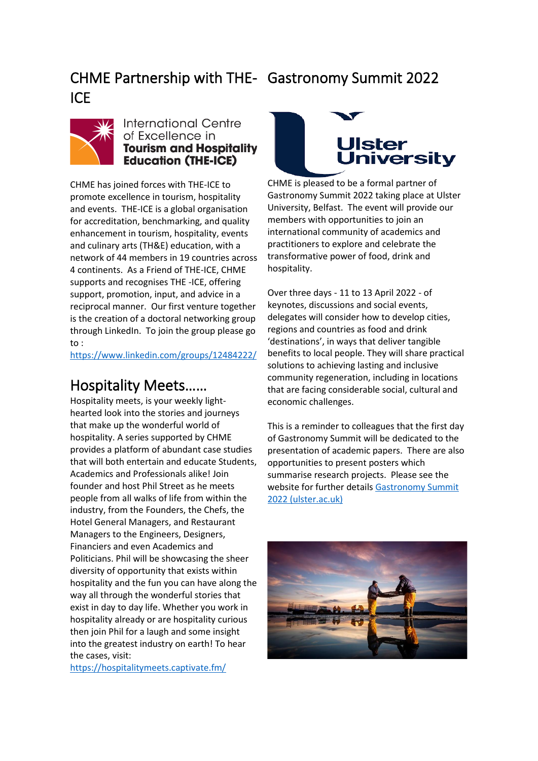## CHME Partnership with THE-ICE

International Centre of Excellence in **Tourism and Hospitality Education (THE-ICE)**

CHME has joined forces with THE-ICE to promote excellence in tourism, hospitality and events. THE-ICE is a global organisation for accreditation, benchmarking, and quality enhancement in tourism, hospitality, events and culinary arts (TH&E) education, with a network of 44 members in 19 countries across 4 continents. As a Friend of THE-ICE, CHME supports and recognises THE -ICE, offering support, promotion, input, and advice in a reciprocal manner. Our first venture together is the creation of a doctoral networking group through LinkedIn. To join the group please go to : https://www.linkedin.com/groups/12484222/

## Hospitality Meets……

Hospitality meets, is your weekly light-hearted look into the stories and journeys that make up the wonderful world of hospitality. A series supported by CHME provides a platform of abundant case studies that will both entertain and educate Students, Academics and Professionals alike! Join founder and host Phil Street as he meets people from all walks of life from within the industry, from the Founders, the Chefs, the Hotel General Managers, and Restaurant Managers to the Engineers, Designers, Financiers and even Academics and Politicians. Phil will be showcasing the sheer diversity of opportunity that exists within hospitality and the fun you can have along the way all through the wonderful stories that exist in day to day life. Whether you work in hospitality already or are hospitality curious then join Phil for a laugh and some insight into the greatest industry on earth! To hear the cases, visit: https://hospitalitymeets.captivate.fm/

## Gastronomy Summit 2022

Ulster University

CHME is pleased to be a formal partner of Gastronomy Summit 2022 taking place at Ulster University, Belfast. The event will provide our members with opportunities to join an international community of academics and practitioners to explore and celebrate the transformative power of food, drink and hospitality.

Over three days - 11 to 13 April 2022 - of keynotes, discussions and social events, delegates will consider how to develop cities, regions and countries as food and drink 'destinations', in ways that deliver tangible benefits to local people. They will share practical solutions to achieving lasting and inclusive community regeneration, including in locations that are facing considerable social, cultural and economic challenges.

This is a reminder to colleagues that the first day of Gastronomy Summit will be dedicated to the presentation of academic papers. There are also opportunities to present posters which summarise research projects. Please see the website for further details [Gastronomy Summit 2022 (ulster.ac.uk)]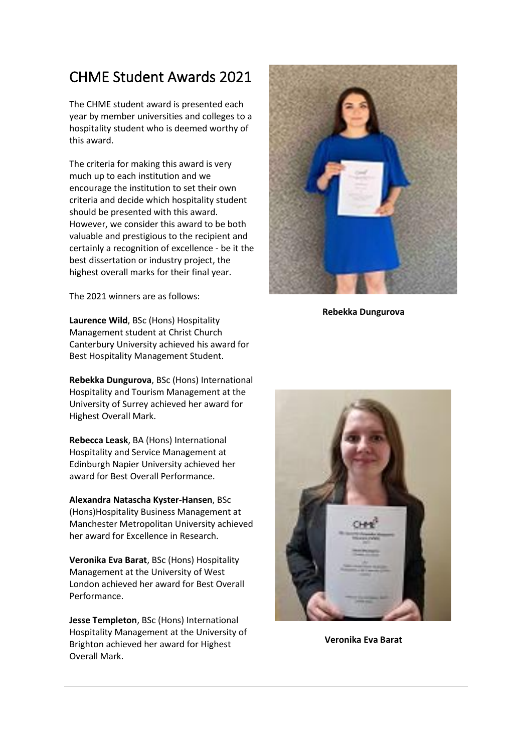# CHME Student Awards 2021

The CHME student award is presented each year by member universities and colleges to a hospitality student who is deemed worthy of this award.

The criteria for making this award is very much up to each institution and we encourage the institution to set their own criteria and decide which hospitality student should be presented with this award. However, we consider this award to be both valuable and prestigious to the recipient and certainly a recognition of excellence - be it the best dissertation or industry project, the highest overall marks for their final year.

The 2021 winners are as follows:

**Laurence Wild**, BSc (Hons) Hospitality Management student at Christ Church Canterbury University achieved his award for Best Hospitality Management Student.

**Rebekka Dungurova**, BSc (Hons) International Hospitality and Tourism Management at the University of Surrey achieved her award for Highest Overall Mark.

**Rebecca Leask**, BA (Hons) International Hospitality and Service Management at Edinburgh Napier University achieved her award for Best Overall Performance.

**Alexandra Natascha Kyster-Hansen**, BSc (Hons)Hospitality Business Management at Manchester Metropolitan University achieved her award for Excellence in Research.

**Veronika Eva Barat**, BSc (Hons) Hospitality Management at the University of West London achieved her award for Best Overall Performance.

**Jesse Templeton**, BSc (Hons) International Hospitality Management at the University of Brighton achieved her award for Highest Overall Mark.

**Rebekka Dungurova**

**Veronika Eva Barat**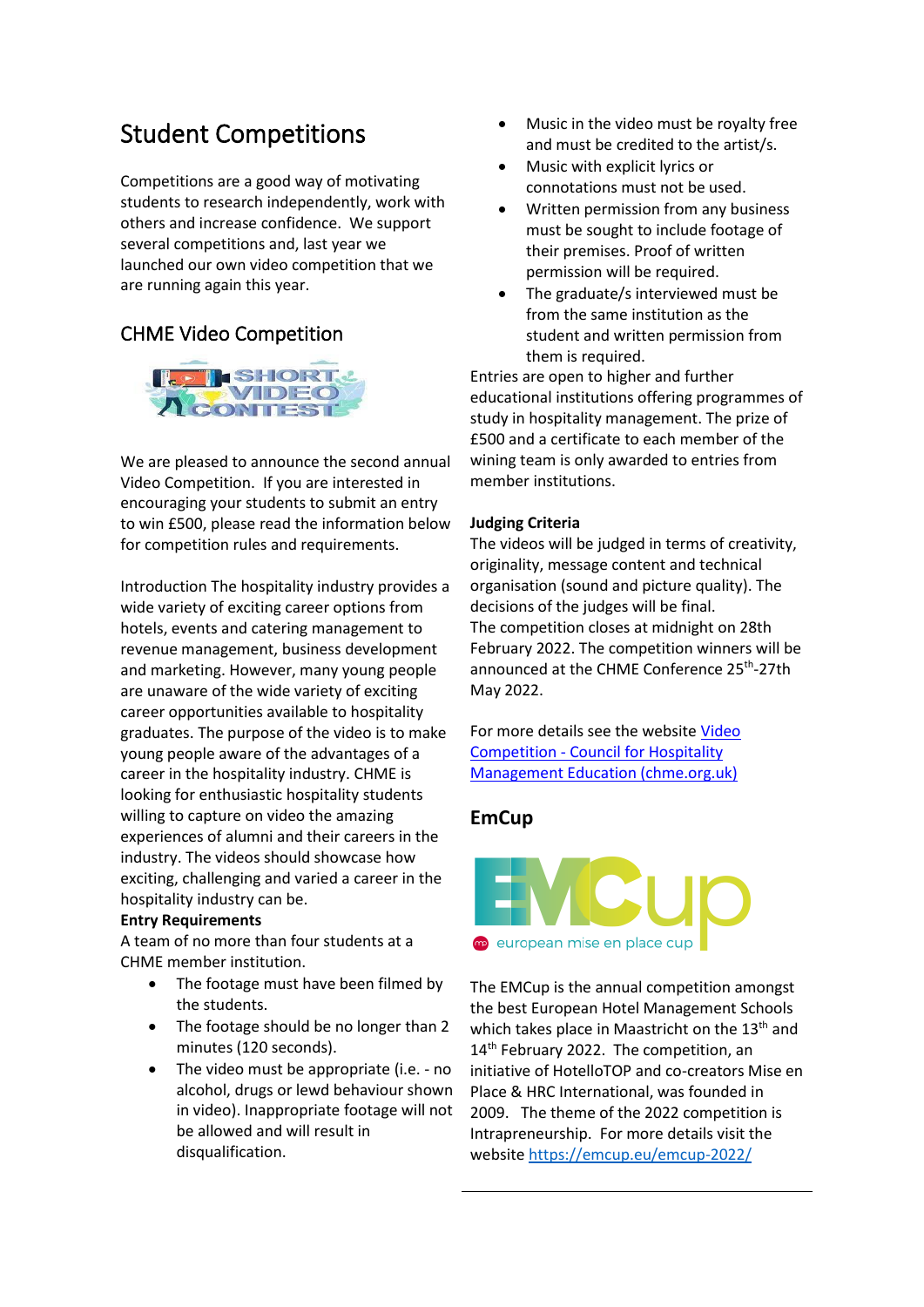# Student Competitions

Competitions are a good way of motivating students to research independently, work with others and increase confidence. We support several competitions and, last year we launched our own video competition that we are running again this year.

## CHME Video Competition

We are pleased to announce the second annual Video Competition. If you are interested in encouraging your students to submit an entry to win £500, please read the information below for competition rules and requirements.

Introduction The hospitality industry provides a wide variety of exciting career options from hotels, events and catering management to revenue management, business development and marketing. However, many young people are unaware of the wide variety of exciting career opportunities available to hospitality graduates. The purpose of the video is to make young people aware of the advantages of a career in the hospitality industry. CHME is looking for enthusiastic hospitality students willing to capture on video the amazing experiences of alumni and their careers in the industry. The videos should showcase how exciting, challenging and varied a career in the hospitality industry can be.

**Entry Requirements**

A team of no more than four students at a CHME member institution.

- The footage must have been filmed by the students.
- The footage should be no longer than 2 minutes (120 seconds).
- The video must be appropriate (i.e. - no alcohol, drugs or lewd behaviour shown in video). Inappropriate footage will not be allowed and will result in disqualification.
- Music in the video must be royalty free and must be credited to the artist/s.
- Music with explicit lyrics or connotations must not be used.
- Written permission from any business must be sought to include footage of their premises. Proof of written permission will be required.
- The graduate/s interviewed must be from the same institution as the student and written permission from them is required.

Entries are open to higher and further educational institutions offering programmes of study in hospitality management. The prize of £500 and a certificate to each member of the wining team is only awarded to entries from member institutions.

**Judging Criteria**

The videos will be judged in terms of creativity, originality, message content and technical organisation (sound and picture quality). The decisions of the judges will be final.

The competition closes at midnight on 28th February 2022. The competition winners will be announced at the CHME Conference 25th-27th May 2022.

For more details see the website [Video Competition - Council for Hospitality Management Education (chme.org.uk)]

## EmCup

The EMCup is the annual competition amongst the best European Hotel Management Schools which takes place in Maastricht on the 13th and 14th February 2022. The competition, an initiative of HotelloTOP and co-creators Mise en Place & HRC International, was founded in 2009. The theme of the 2022 competition is Intrapreneurship. For more details visit the website https://emcup.eu/emcup-2022/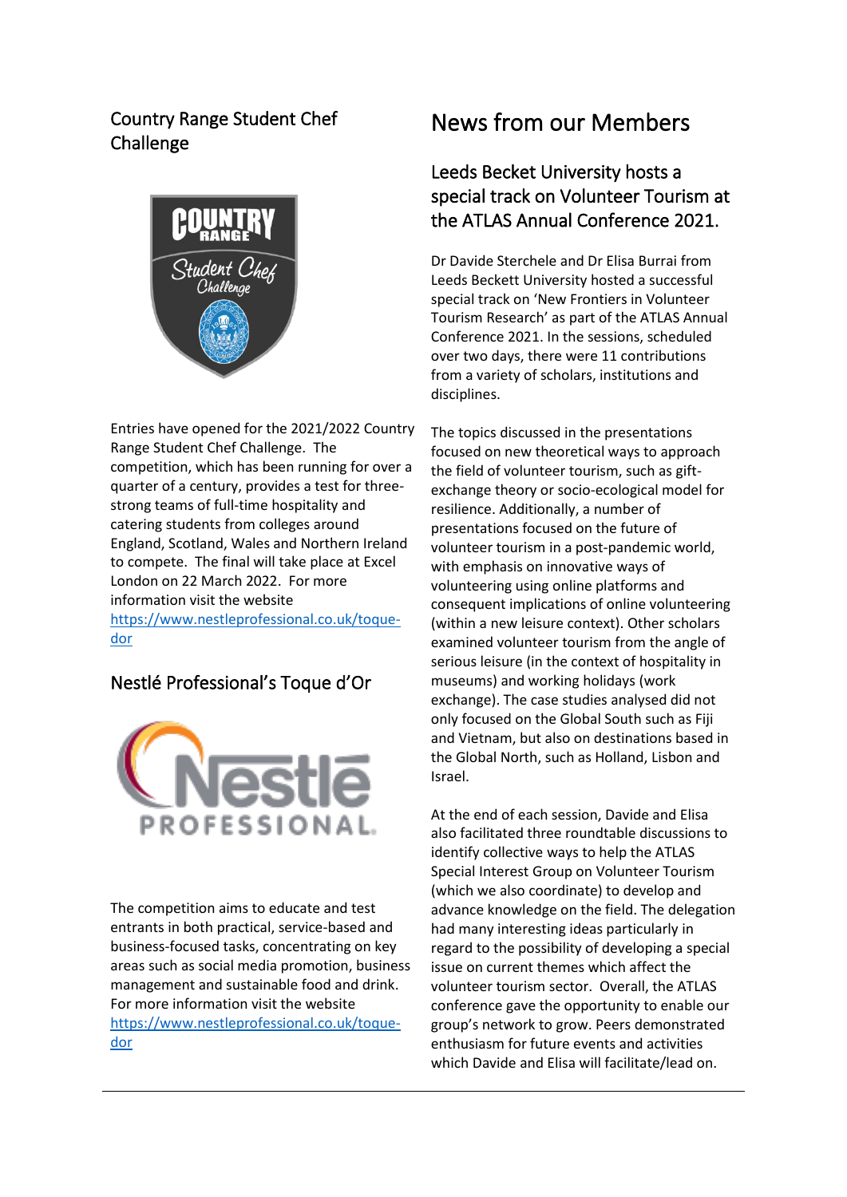## Country Range Student Chef Challenge

Entries have opened for the 2021/2022 Country Range Student Chef Challenge. The competition, which has been running for over a quarter of a century, provides a test for three-strong teams of full-time hospitality and catering students from colleges around England, Scotland, Wales and Northern Ireland to compete. The final will take place at Excel London on 22 March 2022. For more information visit the website https://www.nestleprofessional.co.uk/toque-dor

## Nestlé Professional's Toque d'Or

The competition aims to educate and test entrants in both practical, service-based and business-focused tasks, concentrating on key areas such as social media promotion, business management and sustainable food and drink. For more information visit the website https://www.nestleprofessional.co.uk/toque-dor

# News from our Members

## Leeds Becket University hosts a special track on Volunteer Tourism at the ATLAS Annual Conference 2021.

Dr Davide Sterchele and Dr Elisa Burrai from Leeds Beckett University hosted a successful special track on 'New Frontiers in Volunteer Tourism Research' as part of the ATLAS Annual Conference 2021. In the sessions, scheduled over two days, there were 11 contributions from a variety of scholars, institutions and disciplines.

The topics discussed in the presentations focused on new theoretical ways to approach the field of volunteer tourism, such as gift-exchange theory or socio-ecological model for resilience. Additionally, a number of presentations focused on the future of volunteer tourism in a post-pandemic world, with emphasis on innovative ways of volunteering using online platforms and consequent implications of online volunteering (within a new leisure context). Other scholars examined volunteer tourism from the angle of serious leisure (in the context of hospitality in museums) and working holidays (work exchange). The case studies analysed did not only focused on the Global South such as Fiji and Vietnam, but also on destinations based in the Global North, such as Holland, Lisbon and Israel.

At the end of each session, Davide and Elisa also facilitated three roundtable discussions to identify collective ways to help the ATLAS Special Interest Group on Volunteer Tourism (which we also coordinate) to develop and advance knowledge on the field. The delegation had many interesting ideas particularly in regard to the possibility of developing a special issue on current themes which affect the volunteer tourism sector. Overall, the ATLAS conference gave the opportunity to enable our group's network to grow. Peers demonstrated enthusiasm for future events and activities which Davide and Elisa will facilitate/lead on.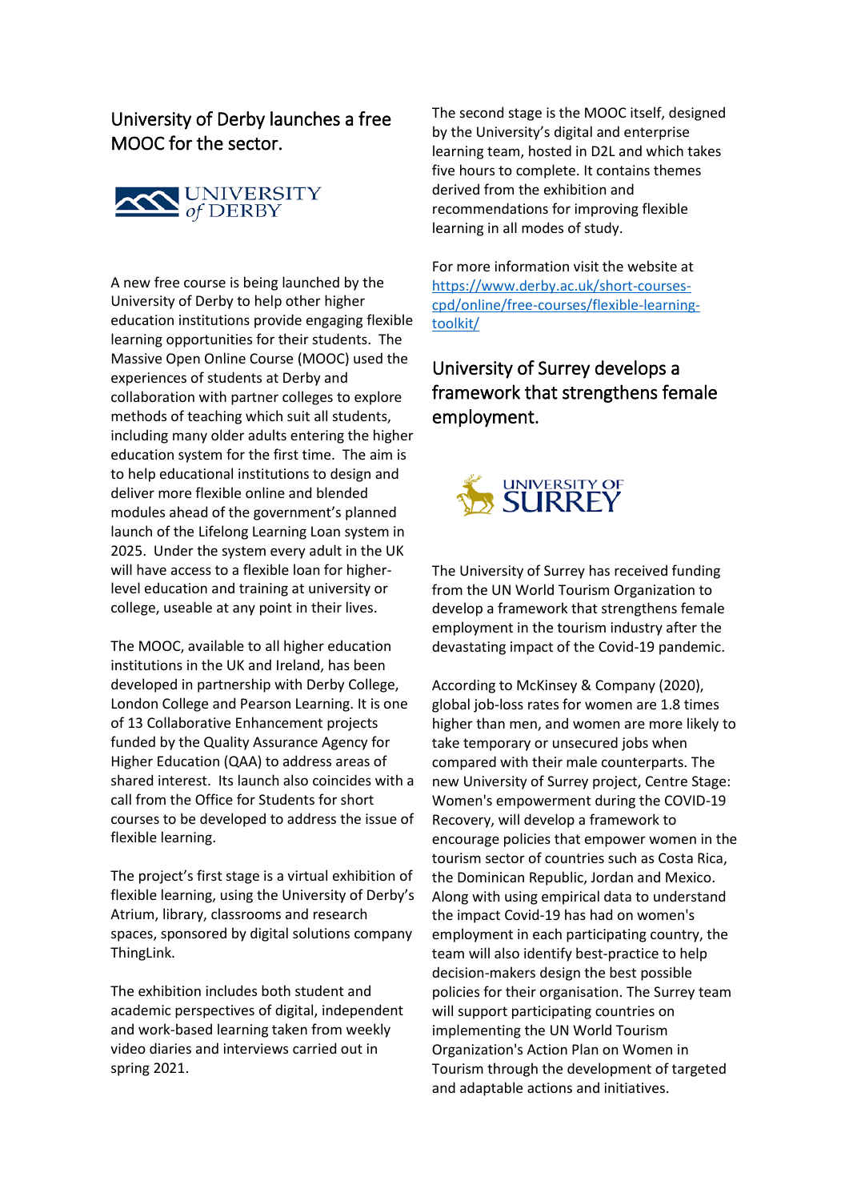## University of Derby launches a free MOOC for the sector.

A new free course is being launched by the University of Derby to help other higher education institutions provide engaging flexible learning opportunities for their students. The Massive Open Online Course (MOOC) used the experiences of students at Derby and collaboration with partner colleges to explore methods of teaching which suit all students, including many older adults entering the higher education system for the first time. The aim is to help educational institutions to design and deliver more flexible online and blended modules ahead of the government's planned launch of the Lifelong Learning Loan system in 2025. Under the system every adult in the UK will have access to a flexible loan for higher-level education and training at university or college, useable at any point in their lives.

The MOOC, available to all higher education institutions in the UK and Ireland, has been developed in partnership with Derby College, London College and Pearson Learning. It is one of 13 Collaborative Enhancement projects funded by the Quality Assurance Agency for Higher Education (QAA) to address areas of shared interest. Its launch also coincides with a call from the Office for Students for short courses to be developed to address the issue of flexible learning.

The project's first stage is a virtual exhibition of flexible learning, using the University of Derby's Atrium, library, classrooms and research spaces, sponsored by digital solutions company ThingLink.

The exhibition includes both student and academic perspectives of digital, independent and work-based learning taken from weekly video diaries and interviews carried out in spring 2021.

The second stage is the MOOC itself, designed by the University's digital and enterprise learning team, hosted in D2L and which takes five hours to complete. It contains themes derived from the exhibition and recommendations for improving flexible learning in all modes of study.

For more information visit the website at [https://www.derby.ac.uk/short-courses-cpd/online/free-courses/flexible-learning-toolkit/](https://www.derby.ac.uk/short-courses-cpd/online/free-courses/flexible-learning-toolkit/)

## University of Surrey develops a framework that strengthens female employment.

The University of Surrey has received funding from the UN World Tourism Organization to develop a framework that strengthens female employment in the tourism industry after the devastating impact of the Covid-19 pandemic.

According to McKinsey & Company (2020), global job-loss rates for women are 1.8 times higher than men, and women are more likely to take temporary or unsecured jobs when compared with their male counterparts. The new University of Surrey project, Centre Stage: Women's empowerment during the COVID-19 Recovery, will develop a framework to encourage policies that empower women in the tourism sector of countries such as Costa Rica, the Dominican Republic, Jordan and Mexico. Along with using empirical data to understand the impact Covid-19 has had on women's employment in each participating country, the team will also identify best-practice to help decision-makers design the best possible policies for their organisation. The Surrey team will support participating countries on implementing the UN World Tourism Organization's Action Plan on Women in Tourism through the development of targeted and adaptable actions and initiatives.